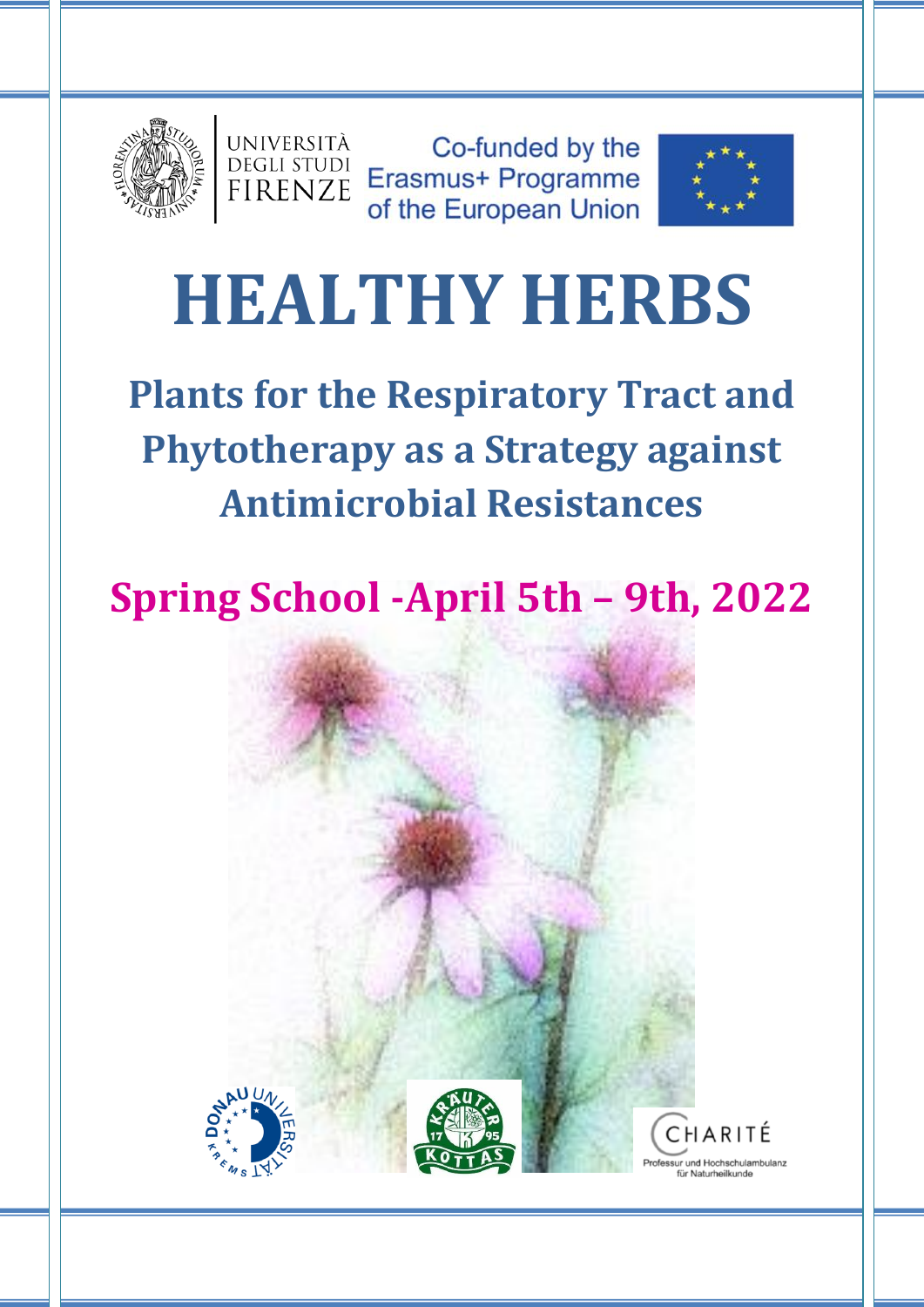UNIVERSITÀ DEGLI STUDI FIRENZE

Co-funded by the Erasmus+ Programme of the European Union

# HEALTHY HERBS

## Plants for the Respiratory Tract and Phytotherapy as a Strategy against Antimicrobial Resistances

## Spring School -April 5th – 9th, 2022

CHARITÉ Professur und Hochschulambulanz für Naturheilkunde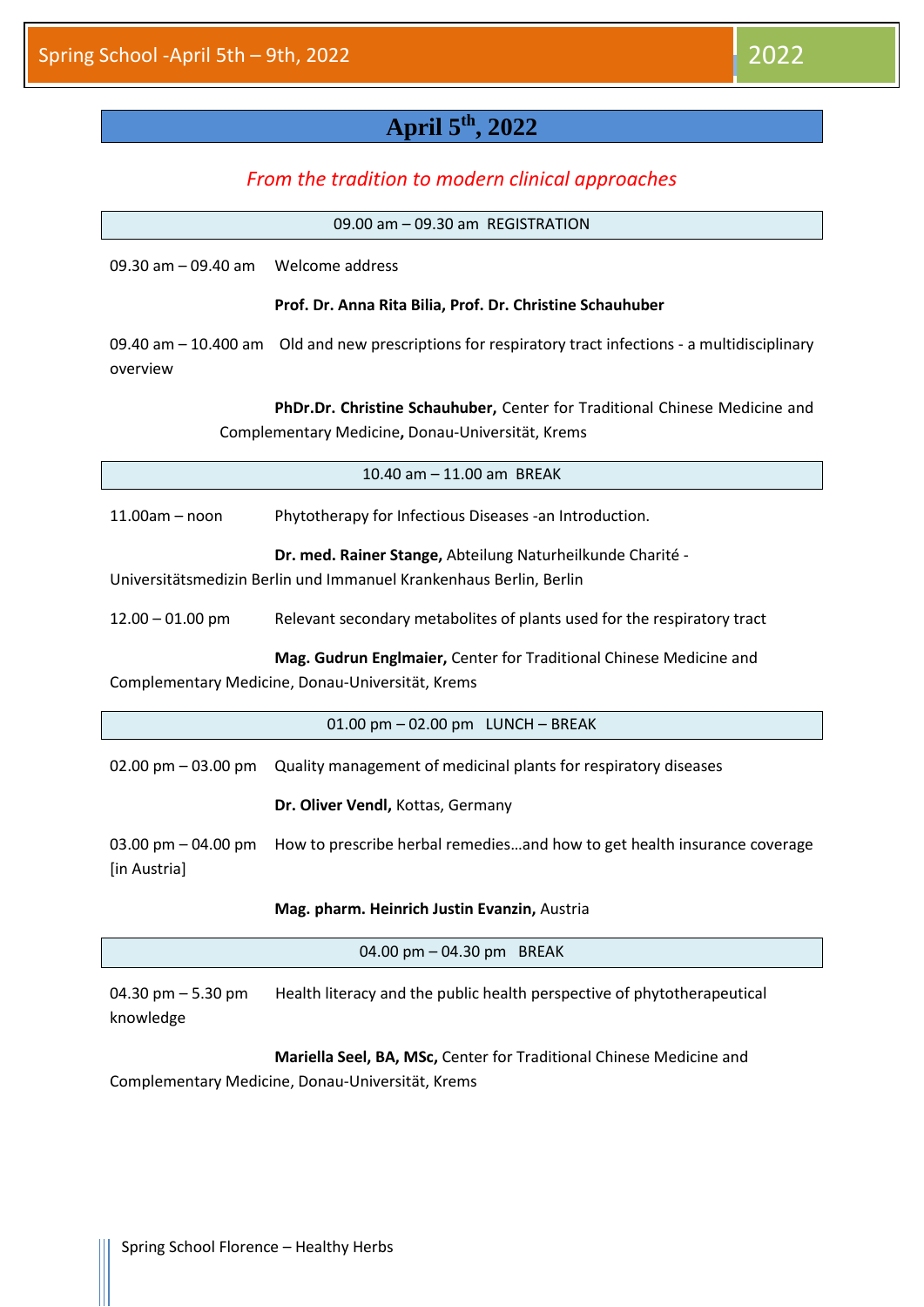## April 5th, 2022

*From the tradition to modern clinical approaches*

09.00 am – 09.30 am REGISTRATION

09.30 am – 09.40 am Welcome address

**Prof. Dr. Anna Rita Bilia, Prof. Dr. Christine Schauhuber**

09.40 am – 10.400 am Old and new prescriptions for respiratory tract infections - a multidisciplinary overview

**PhDr.Dr. Christine Schauhuber,** Center for Traditional Chinese Medicine and Complementary Medicine**,** Donau-Universität, Krems

10.40 am – 11.00 am BREAK

11.00am – noon Phytotherapy for Infectious Diseases -an Introduction.

**Dr. med. Rainer Stange,** Abteilung Naturheilkunde Charité - Universitätsmedizin Berlin und Immanuel Krankenhaus Berlin, Berlin

12.00 – 01.00 pm Relevant secondary metabolites of plants used for the respiratory tract

**Mag. Gudrun Englmaier,** Center for Traditional Chinese Medicine and Complementary Medicine, Donau-Universität, Krems

01.00 pm – 02.00 pm LUNCH – BREAK

02.00 pm – 03.00 pm Quality management of medicinal plants for respiratory diseases

**Dr. Oliver Vendl,** Kottas, Germany

03.00 pm – 04.00 pm How to prescribe herbal remedies…and how to get health insurance coverage [in Austria]

**Mag. pharm. Heinrich Justin Evanzin,** Austria

04.00 pm – 04.30 pm BREAK

04.30 pm – 5.30 pm Health literacy and the public health perspective of phytotherapeutical knowledge

**Mariella Seel, BA, MSc,** Center for Traditional Chinese Medicine and Complementary Medicine, Donau-Universität, Krems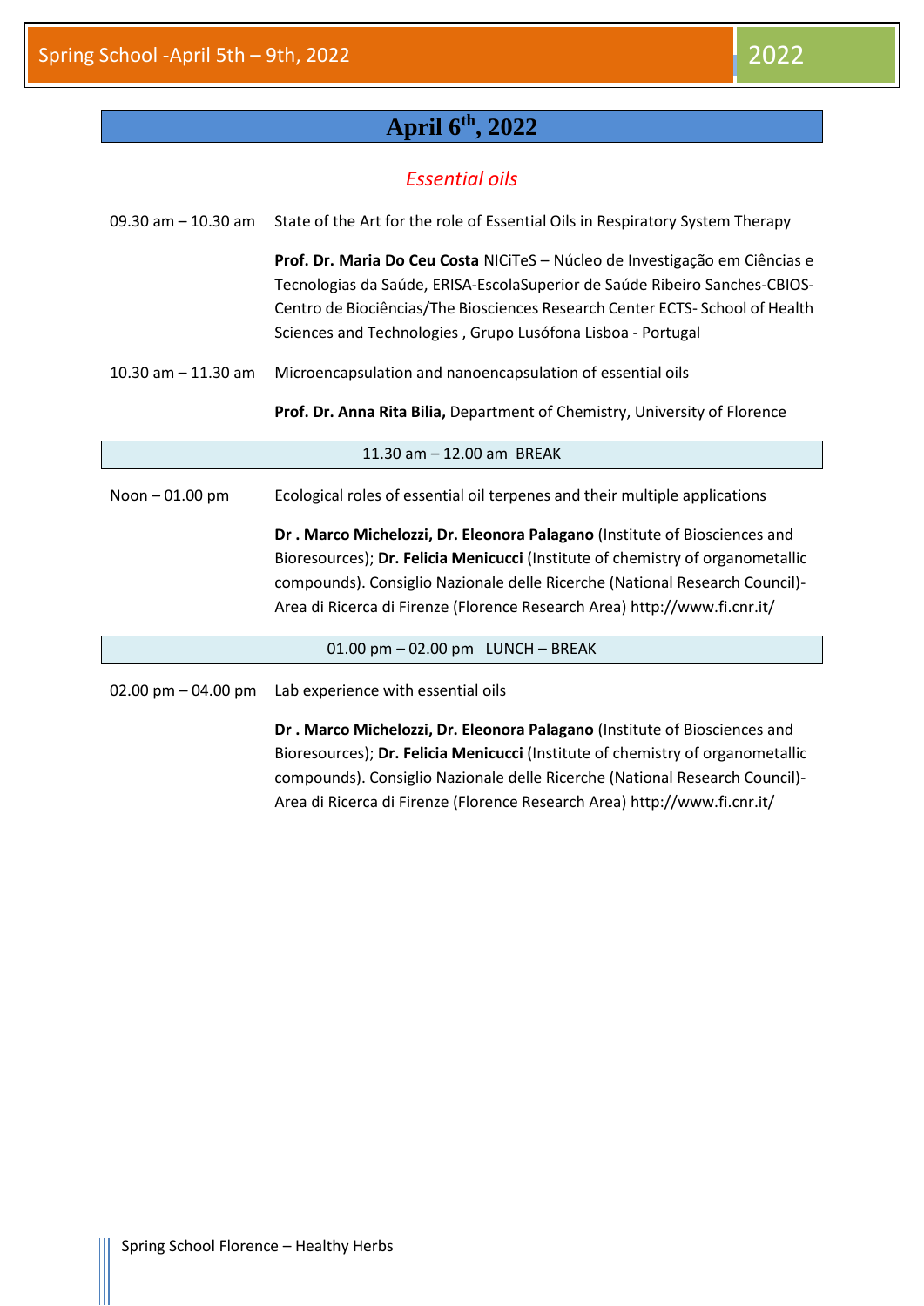# April 6th, 2022

## *Essential oils*

09.30 am – 10.30 am State of the Art for the role of Essential Oils in Respiratory System Therapy

**Prof. Dr. Maria Do Ceu Costa** NICiTeS – Núcleo de Investigação em Ciências e Tecnologias da Saúde, ERISA-EscolaSuperior de Saúde Ribeiro Sanches-CBIOS-Centro de Biociências/The Biosciences Research Center ECTS- School of Health Sciences and Technologies , Grupo Lusófona Lisboa - Portugal

10.30 am – 11.30 am Microencapsulation and nanoencapsulation of essential oils

**Prof. Dr. Anna Rita Bilia,** Department of Chemistry, University of Florence

11.30 am – 12.00 am BREAK

Noon – 01.00 pm Ecological roles of essential oil terpenes and their multiple applications

**Dr . Marco Michelozzi, Dr. Eleonora Palagano** (Institute of Biosciences and Bioresources); **Dr. Felicia Menicucci** (Institute of chemistry of organometallic compounds). Consiglio Nazionale delle Ricerche (National Research Council)- Area di Ricerca di Firenze (Florence Research Area) http://www.fi.cnr.it/

01.00 pm – 02.00 pm LUNCH – BREAK

02.00 pm – 04.00 pm Lab experience with essential oils

**Dr . Marco Michelozzi, Dr. Eleonora Palagano** (Institute of Biosciences and Bioresources); **Dr. Felicia Menicucci** (Institute of chemistry of organometallic compounds). Consiglio Nazionale delle Ricerche (National Research Council)- Area di Ricerca di Firenze (Florence Research Area) http://www.fi.cnr.it/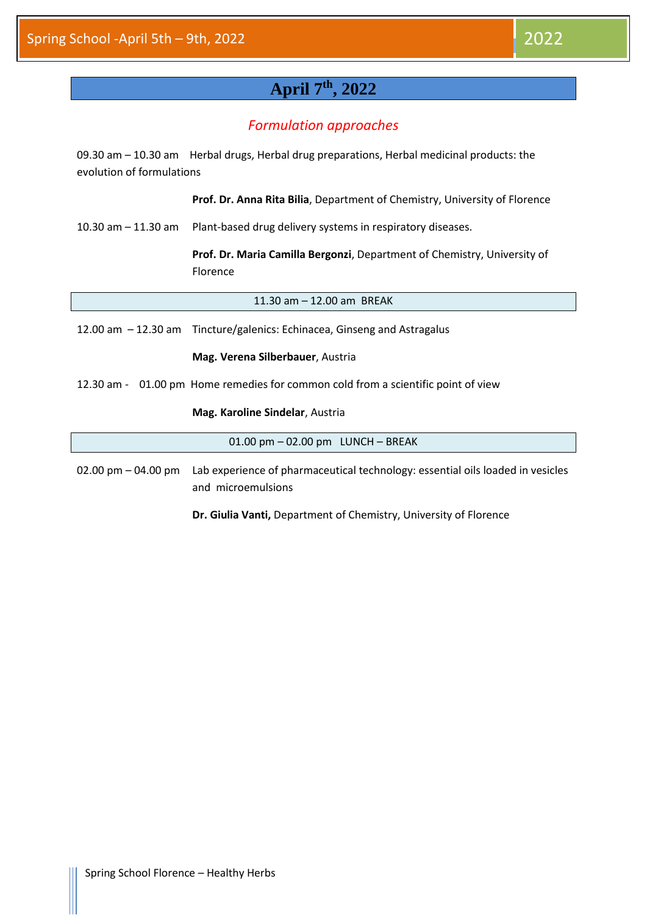# April 7th, 2022

## *Formulation approaches*

09.30 am – 10.30 am Herbal drugs, Herbal drug preparations, Herbal medicinal products: the evolution of formulations

**Prof. Dr. Anna Rita Bilia**, Department of Chemistry, University of Florence

10.30 am – 11.30 am Plant-based drug delivery systems in respiratory diseases.

**Prof. Dr. Maria Camilla Bergonzi**, Department of Chemistry, University of Florence

11.30 am – 12.00 am BREAK

12.00 am – 12.30 am Tincture/galenics: Echinacea, Ginseng and Astragalus

**Mag. Verena Silberbauer**, Austria

12.30 am - 01.00 pm Home remedies for common cold from a scientific point of view

**Mag. Karoline Sindelar**, Austria

01.00 pm – 02.00 pm LUNCH – BREAK

02.00 pm – 04.00 pm Lab experience of pharmaceutical technology: essential oils loaded in vesicles and microemulsions

**Dr. Giulia Vanti,** Department of Chemistry, University of Florence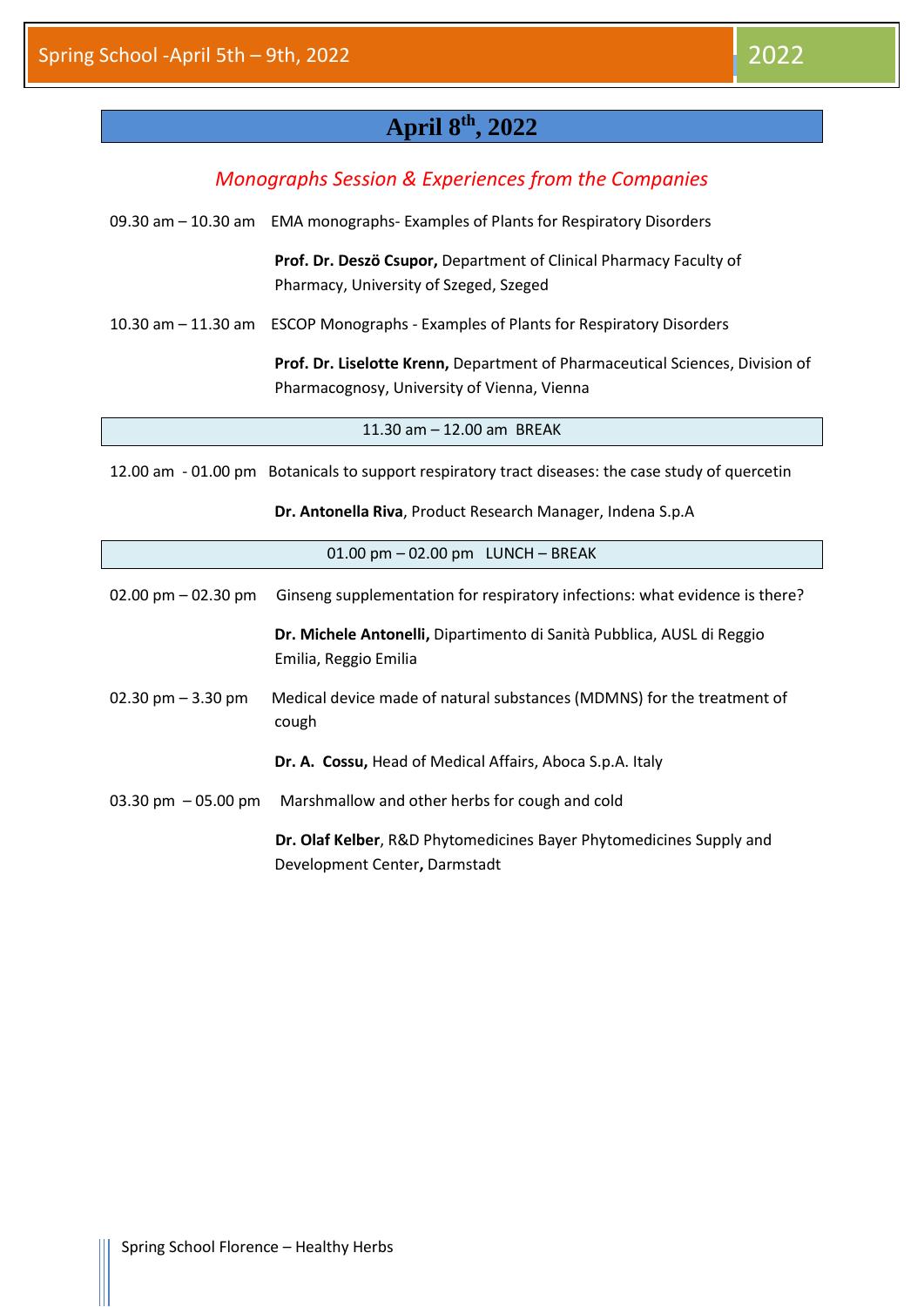# April 8th, 2022

*Monographs Session & Experiences from the Companies*

09.30 am – 10.30 am EMA monographs- Examples of Plants for Respiratory Disorders

**Prof. Dr. Deszö Csupor,** Department of Clinical Pharmacy Faculty of Pharmacy, University of Szeged, Szeged

10.30 am – 11.30 am ESCOP Monographs - Examples of Plants for Respiratory Disorders

**Prof. Dr. Liselotte Krenn,** Department of Pharmaceutical Sciences, Division of Pharmacognosy, University of Vienna, Vienna

11.30 am – 12.00 am BREAK

12.00 am - 01.00 pm Botanicals to support respiratory tract diseases: the case study of quercetin

**Dr. Antonella Riva**, Product Research Manager, Indena S.p.A

01.00 pm – 02.00 pm LUNCH – BREAK

02.00 pm – 02.30 pm Ginseng supplementation for respiratory infections: what evidence is there?

**Dr. Michele Antonelli,** Dipartimento di Sanità Pubblica, AUSL di Reggio Emilia, Reggio Emilia

02.30 pm – 3.30 pm Medical device made of natural substances (MDMNS) for the treatment of cough

**Dr. A. Cossu,** Head of Medical Affairs, Aboca S.p.A. Italy

03.30 pm – 05.00 pm Marshmallow and other herbs for cough and cold

**Dr. Olaf Kelber**, R&D Phytomedicines Bayer Phytomedicines Supply and Development Center**,** Darmstadt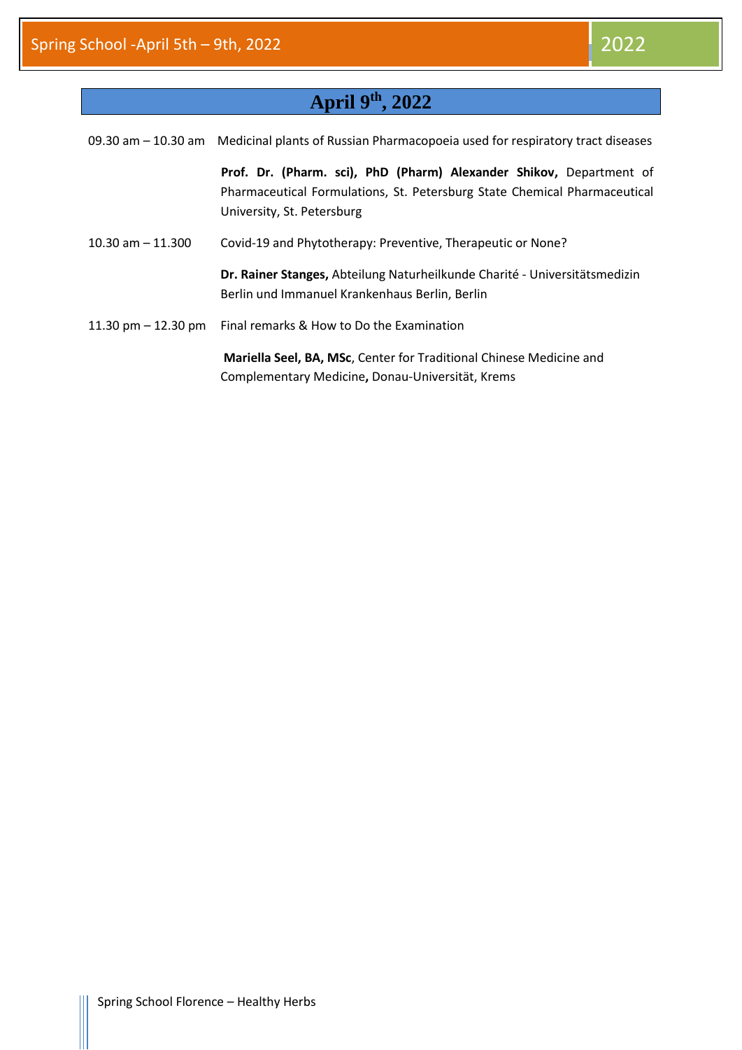## April 9th, 2022

09.30 am – 10.30 am Medicinal plants of Russian Pharmacopoeia used for respiratory tract diseases

**Prof. Dr. (Pharm. sci), PhD (Pharm) Alexander Shikov,** Department of Pharmaceutical Formulations, St. Petersburg State Chemical Pharmaceutical University, St. Petersburg

10.30 am – 11.300 Covid-19 and Phytotherapy: Preventive, Therapeutic or None?

**Dr. Rainer Stanges,** Abteilung Naturheilkunde Charité - Universitätsmedizin Berlin und Immanuel Krankenhaus Berlin, Berlin

11.30 pm – 12.30 pm Final remarks & How to Do the Examination

**Mariella Seel, BA, MSc**, Center for Traditional Chinese Medicine and Complementary Medicine**,** Donau-Universität, Krems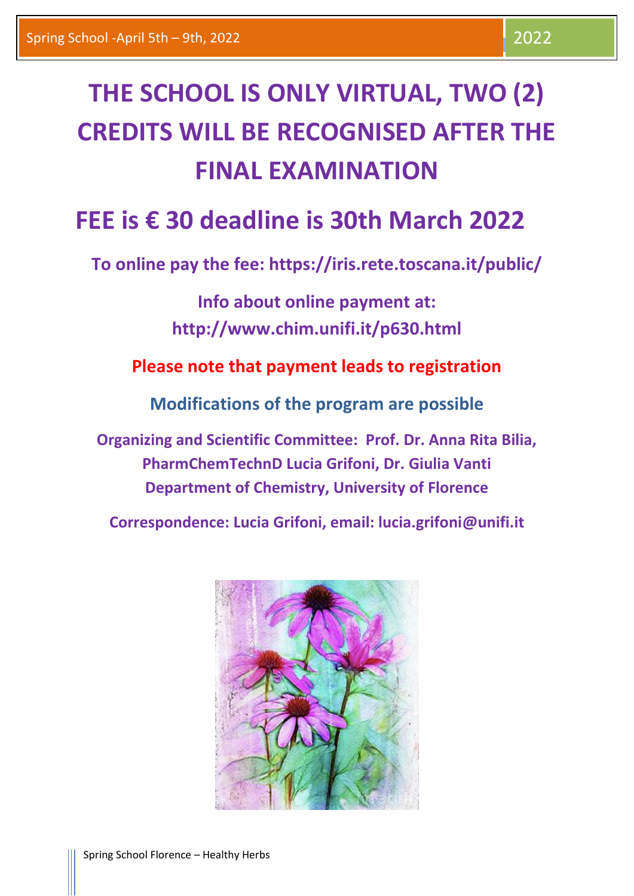# THE SCHOOL IS ONLY VIRTUAL, TWO (2) CREDITS WILL BE RECOGNISED AFTER THE FINAL EXAMINATION

## FEE is € 30 deadline is 30th March 2022

**To online pay the fee: https://iris.rete.toscana.it/public/**

**Info about online payment at: http://www.chim.unifi.it/p630.html**

**Please note that payment leads to registration**

**Modifications of the program are possible**

**Organizing and Scientific Committee: Prof. Dr. Anna Rita Bilia, PharmChemTechnD Lucia Grifoni, Dr. Giulia Vanti**
**Department of Chemistry, University of Florence**

**Correspondence: Lucia Grifoni, email: lucia.grifoni@unifi.it**